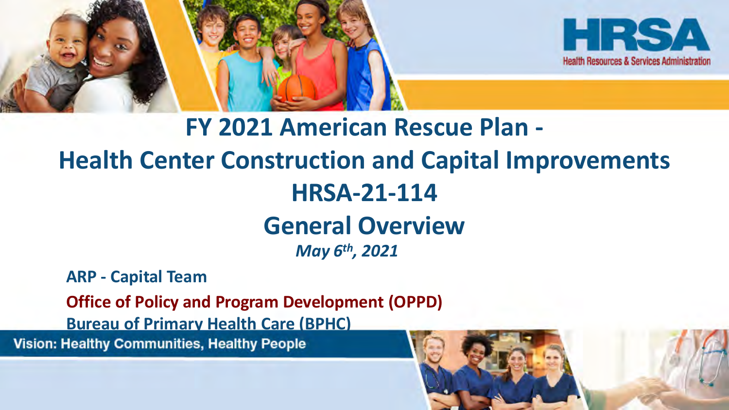HRSA
Health Resources & Services Administration

# FY 2021 American Rescue Plan - Health Center Construction and Capital Improvements HRSA-21-114

## General Overview

*May 6th, 2021*

**ARP - Capital Team**

**Office of Policy and Program Development (OPPD)**

**Bureau of Primary Health Care (BPHC)**

**Vision: Healthy Communities, Healthy People**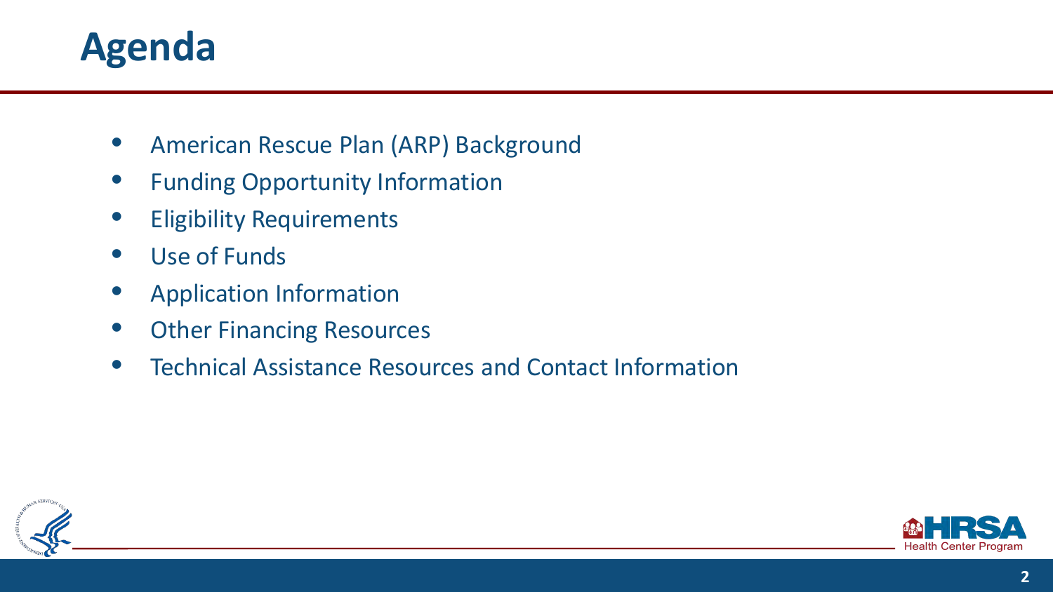# Agenda

- American Rescue Plan (ARP) Background
- Funding Opportunity Information
- Eligibility Requirements
- Use of Funds
- Application Information
- Other Financing Resources
- Technical Assistance Resources and Contact Information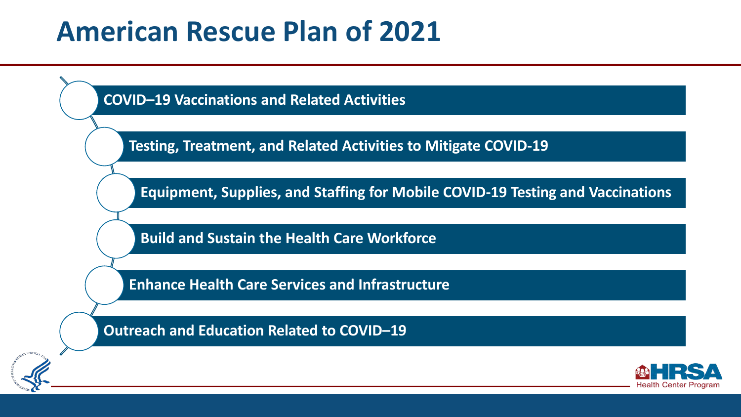# American Rescue Plan of 2021

- COVID–19 Vaccinations and Related Activities
- Testing, Treatment, and Related Activities to Mitigate COVID-19
- Equipment, Supplies, and Staffing for Mobile COVID-19 Testing and Vaccinations
- Build and Sustain the Health Care Workforce
- Enhance Health Care Services and Infrastructure
- Outreach and Education Related to COVID–19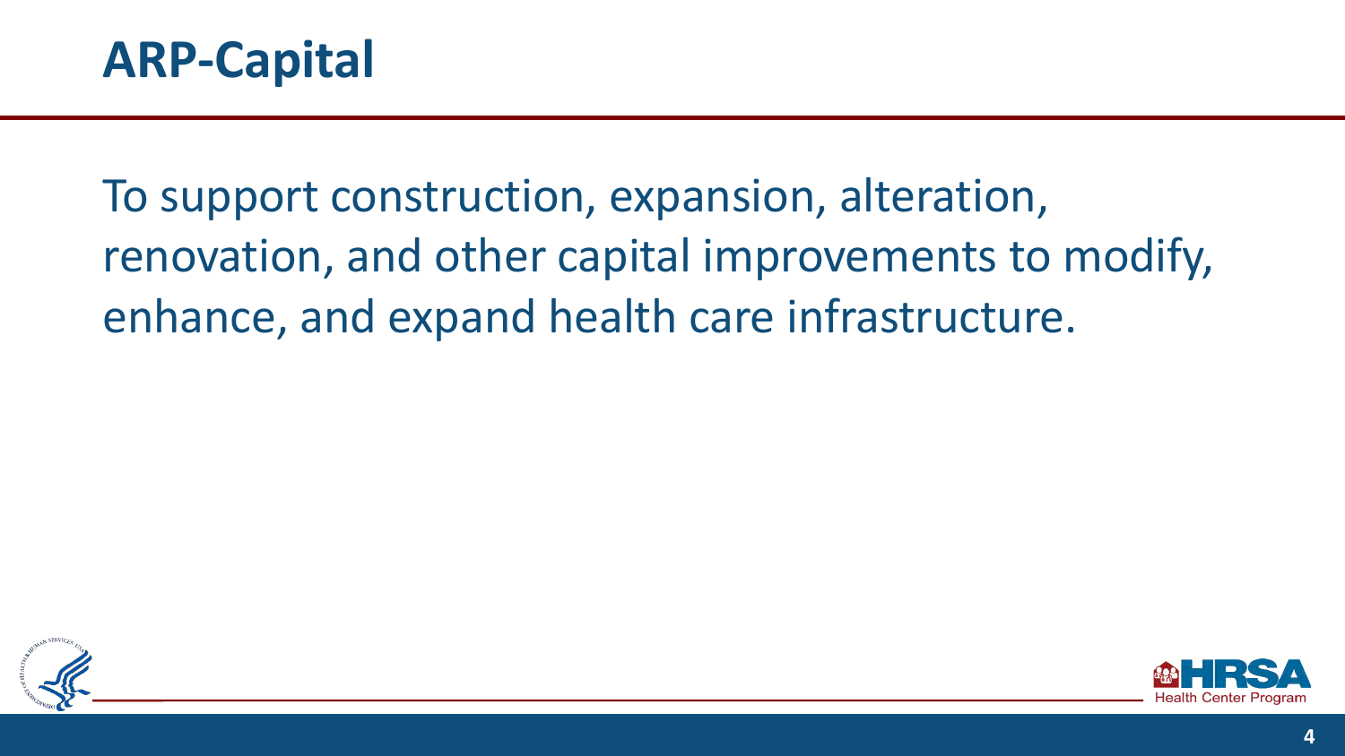# ARP-Capital

To support construction, expansion, alteration, renovation, and other capital improvements to modify, enhance, and expand health care infrastructure.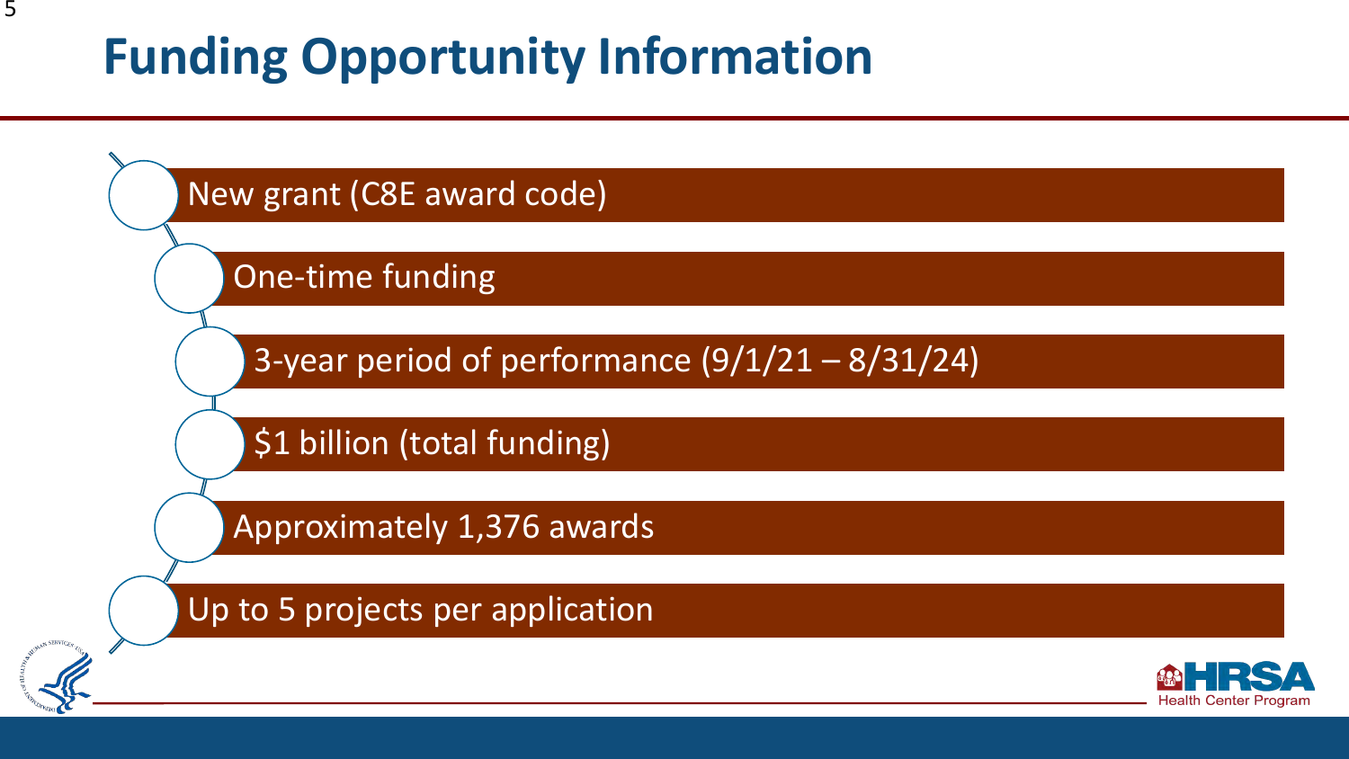# Funding Opportunity Information

- New grant (C8E award code)
- One-time funding
- 3-year period of performance (9/1/21 – 8/31/24)
- $1 billion (total funding)
- Approximately 1,376 awards
- Up to 5 projects per application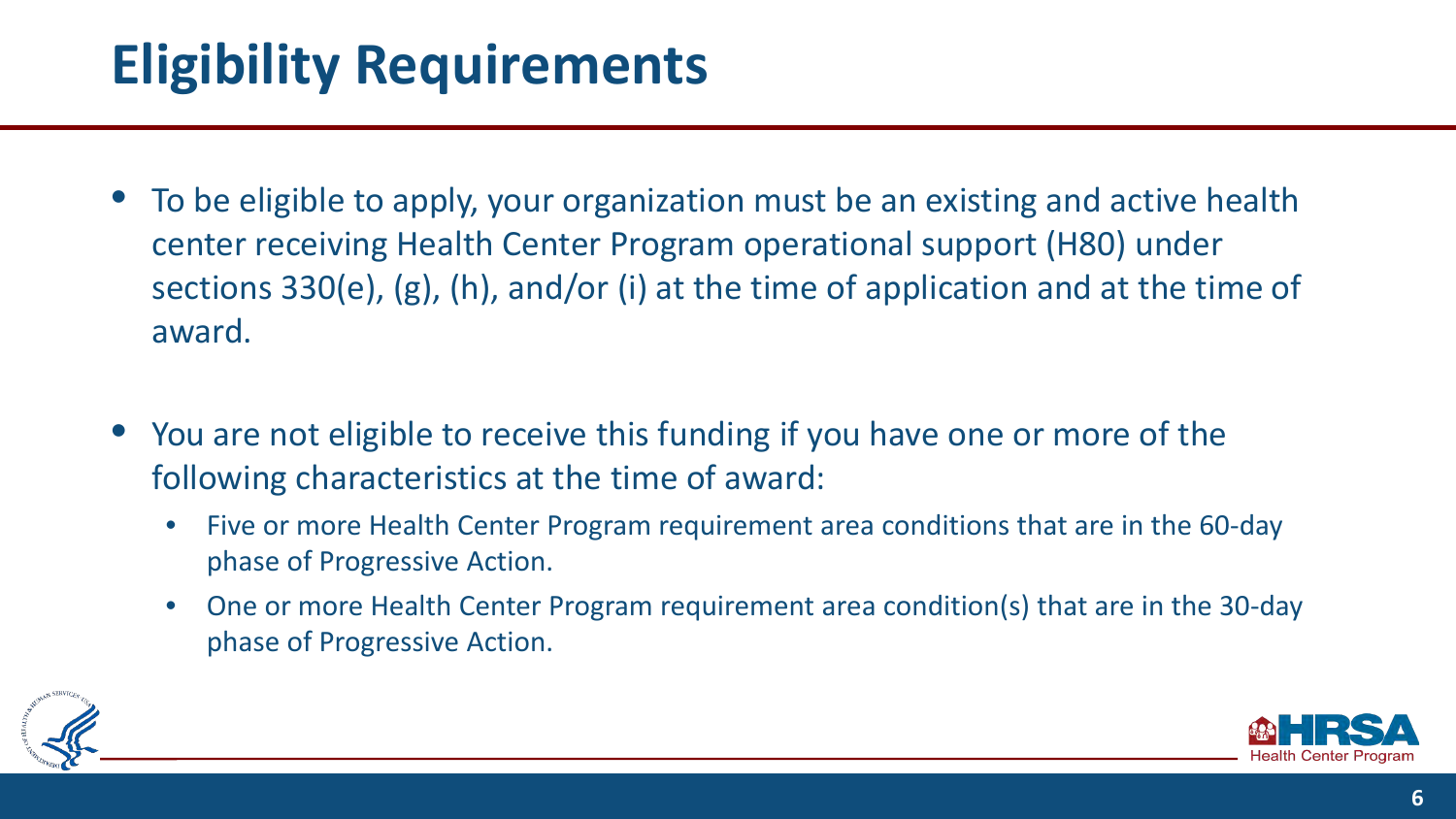# Eligibility Requirements

- To be eligible to apply, your organization must be an existing and active health center receiving Health Center Program operational support (H80) under sections 330(e), (g), (h), and/or (i) at the time of application and at the time of award.

- You are not eligible to receive this funding if you have one or more of the following characteristics at the time of award:
  - Five or more Health Center Program requirement area conditions that are in the 60-day phase of Progressive Action.
  - One or more Health Center Program requirement area condition(s) that are in the 30-day phase of Progressive Action.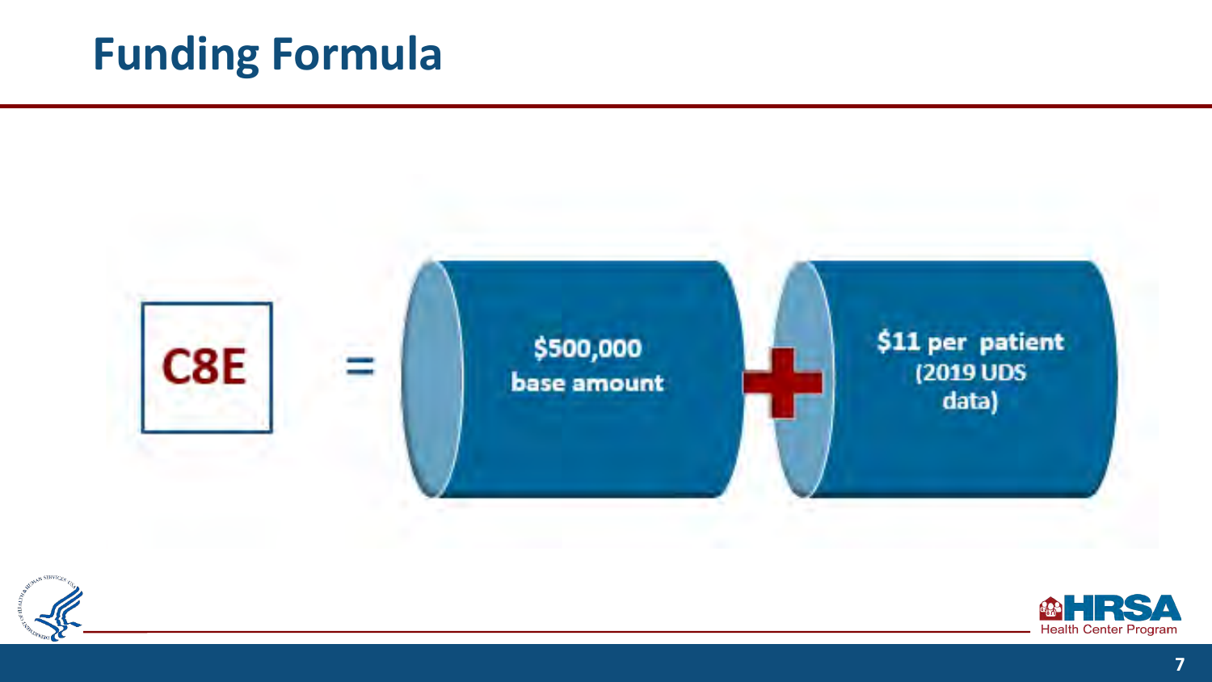# Funding Formula

C8E = $500,000 base amount + $11 per patient (2019 UDS data)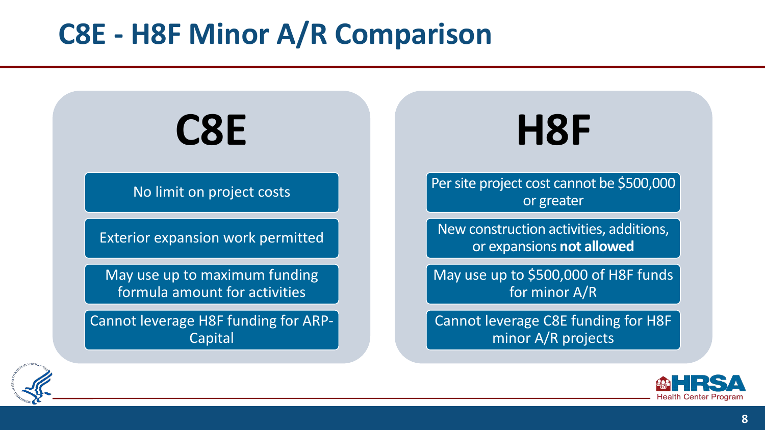# C8E - H8F Minor A/R Comparison

## C8E

- No limit on project costs
- Exterior expansion work permitted
- May use up to maximum funding formula amount for activities
- Cannot leverage H8F funding for ARP-Capital

## H8F

- Per site project cost cannot be $500,000 or greater
- New construction activities, additions, or expansions **not allowed**
- May use up to $500,000 of H8F funds for minor A/R
- Cannot leverage C8E funding for H8F minor A/R projects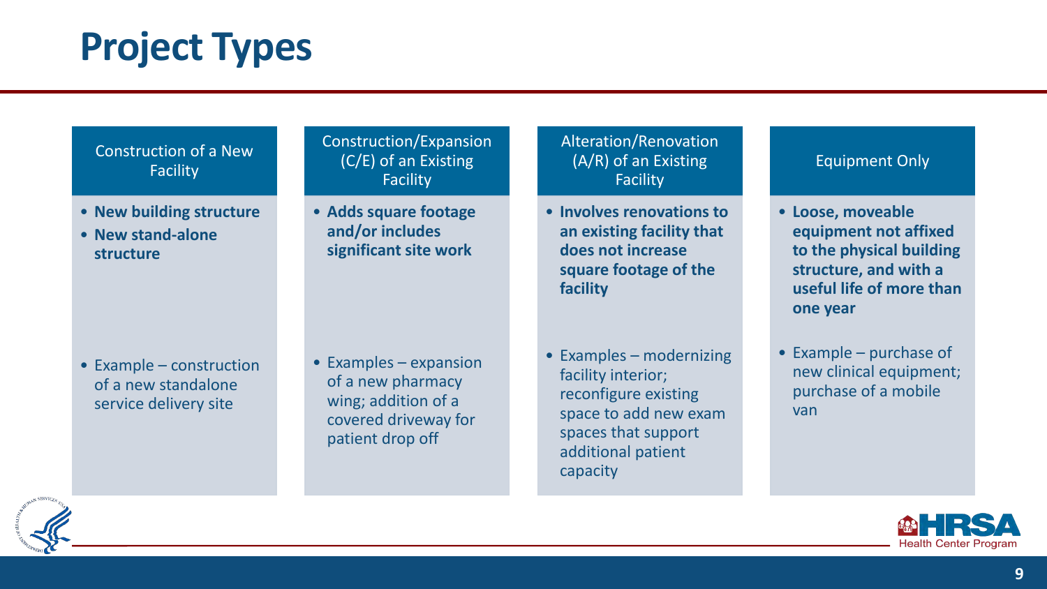# Project Types

### Construction of a New Facility

- **New building structure**
- **New stand-alone structure**

- Example – construction of a new standalone service delivery site

### Construction/Expansion (C/E) of an Existing Facility

- **Adds square footage and/or includes significant site work**

- Examples – expansion of a new pharmacy wing; addition of a covered driveway for patient drop off

### Alteration/Renovation (A/R) of an Existing Facility

- **Involves renovations to an existing facility that does not increase square footage of the facility**

- Examples – modernizing facility interior; reconfigure existing space to add new exam spaces that support additional patient capacity

### Equipment Only

- **Loose, moveable equipment not affixed to the physical building structure, and with a useful life of more than one year**

- Example – purchase of new clinical equipment; purchase of a mobile van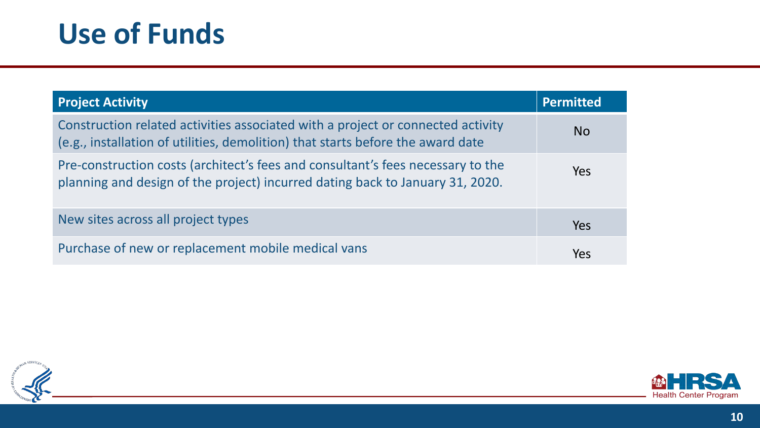# Use of Funds

| Project Activity | Permitted |
| --- | --- |
| Construction related activities associated with a project or connected activity (e.g., installation of utilities, demolition) that starts before the award date | No |
| Pre-construction costs (architect's fees and consultant's fees necessary to the planning and design of the project) incurred dating back to January 31, 2020. | Yes |
| New sites across all project types | Yes |
| Purchase of new or replacement mobile medical vans | Yes |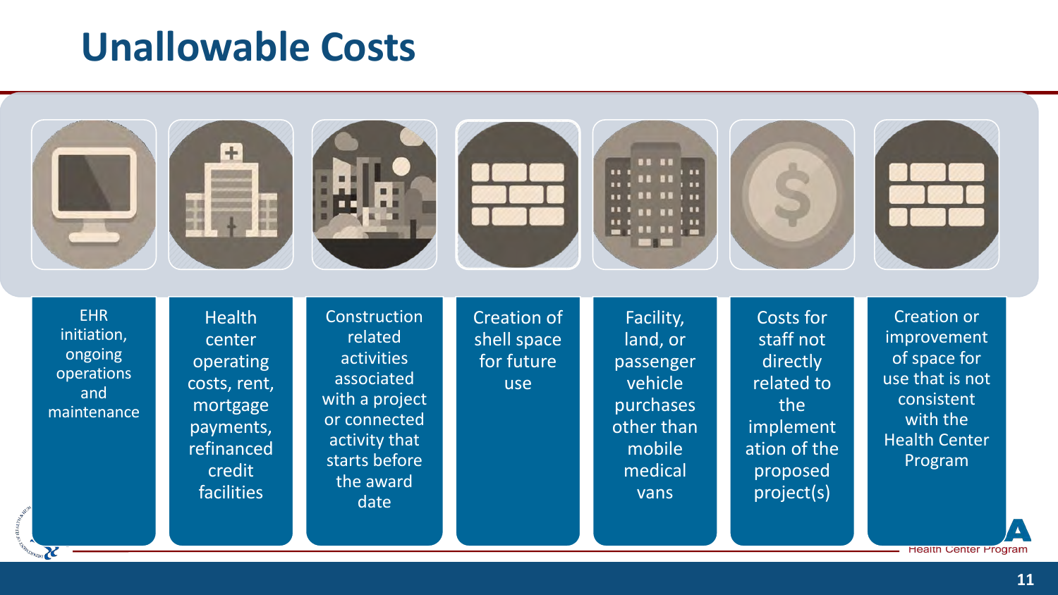# Unallowable Costs

- EHR initiation, ongoing operations and maintenance
- Health center operating costs, rent, mortgage payments, refinanced credit facilities
- Construction related activities associated with a project or connected activity that starts before the award date
- Creation of shell space for future use
- Facility, land, or passenger vehicle purchases other than mobile medical vans
- Costs for staff not directly related to the implementation of the proposed project(s)
- Creation or improvement of space for use that is not consistent with the Health Center Program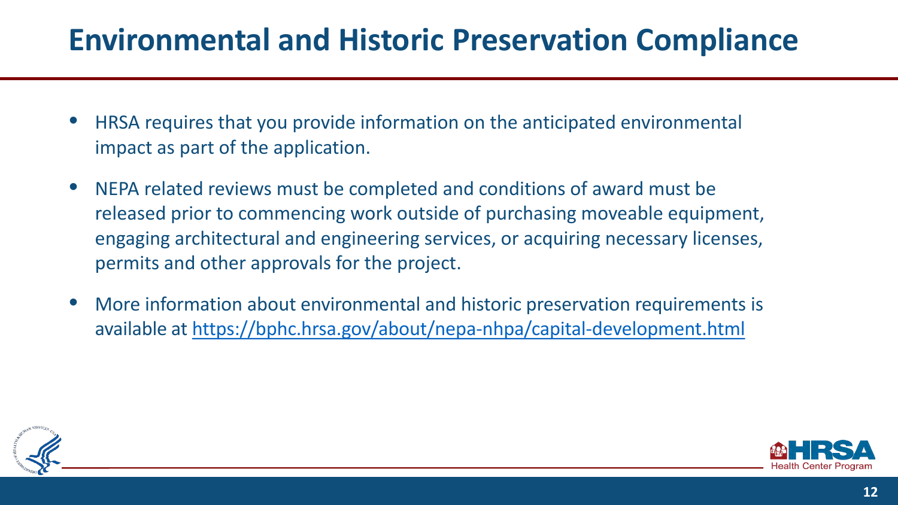# Environmental and Historic Preservation Compliance

- HRSA requires that you provide information on the anticipated environmental impact as part of the application.
- NEPA related reviews must be completed and conditions of award must be released prior to commencing work outside of purchasing moveable equipment, engaging architectural and engineering services, or acquiring necessary licenses, permits and other approvals for the project.
- More information about environmental and historic preservation requirements is available at https://bphc.hrsa.gov/about/nepa-nhpa/capital-development.html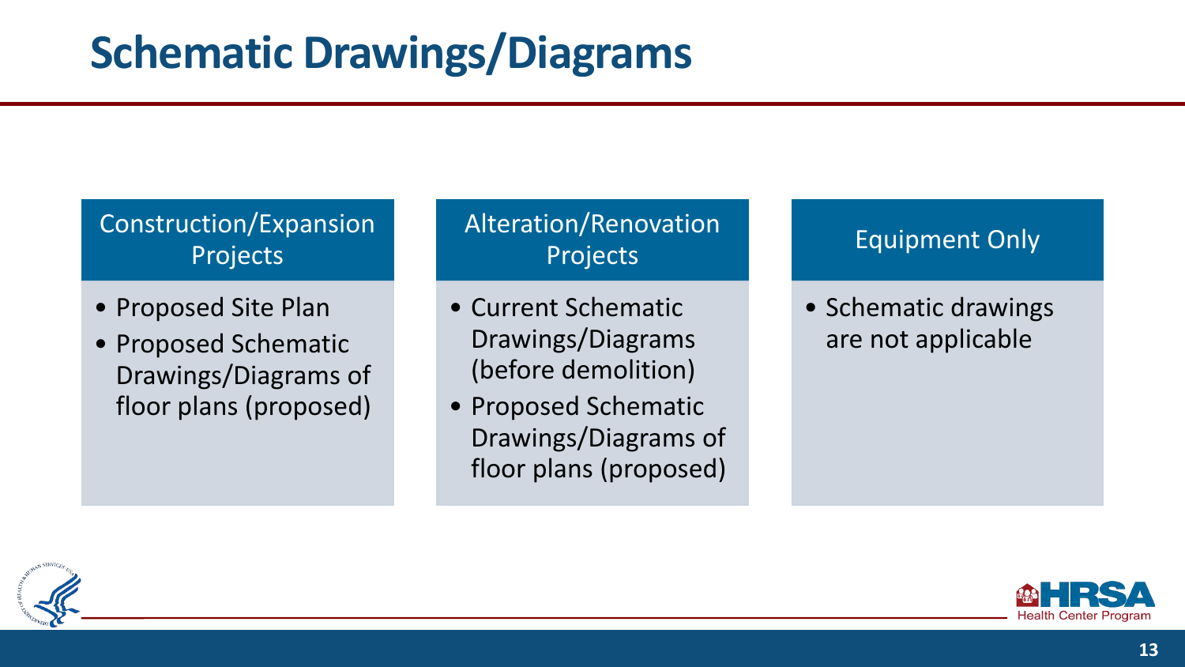# Schematic Drawings/Diagrams

### Construction/Expansion Projects

- Proposed Site Plan
- Proposed Schematic Drawings/Diagrams of floor plans (proposed)

### Alteration/Renovation Projects

- Current Schematic Drawings/Diagrams (before demolition)
- Proposed Schematic Drawings/Diagrams of floor plans (proposed)

### Equipment Only

- Schematic drawings are not applicable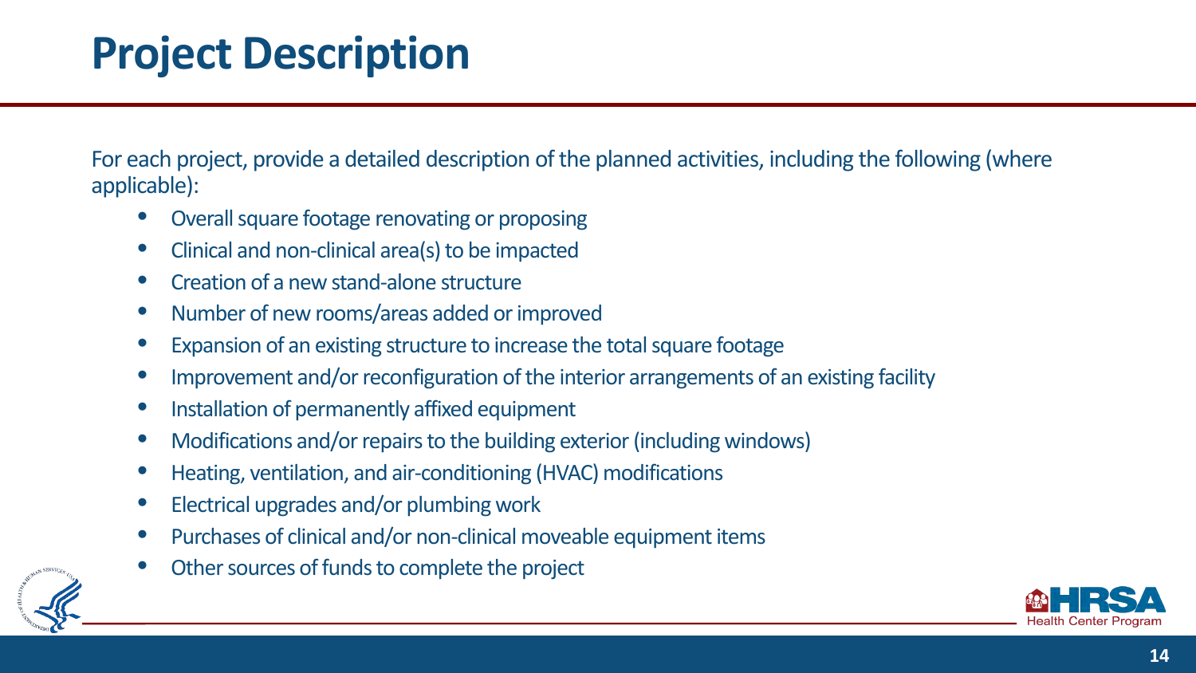# Project Description

For each project, provide a detailed description of the planned activities, including the following (where applicable):

- Overall square footage renovating or proposing
- Clinical and non-clinical area(s) to be impacted
- Creation of a new stand-alone structure
- Number of new rooms/areas added or improved
- Expansion of an existing structure to increase the total square footage
- Improvement and/or reconfiguration of the interior arrangements of an existing facility
- Installation of permanently affixed equipment
- Modifications and/or repairs to the building exterior (including windows)
- Heating, ventilation, and air-conditioning (HVAC) modifications
- Electrical upgrades and/or plumbing work
- Purchases of clinical and/or non-clinical moveable equipment items
- Other sources of funds to complete the project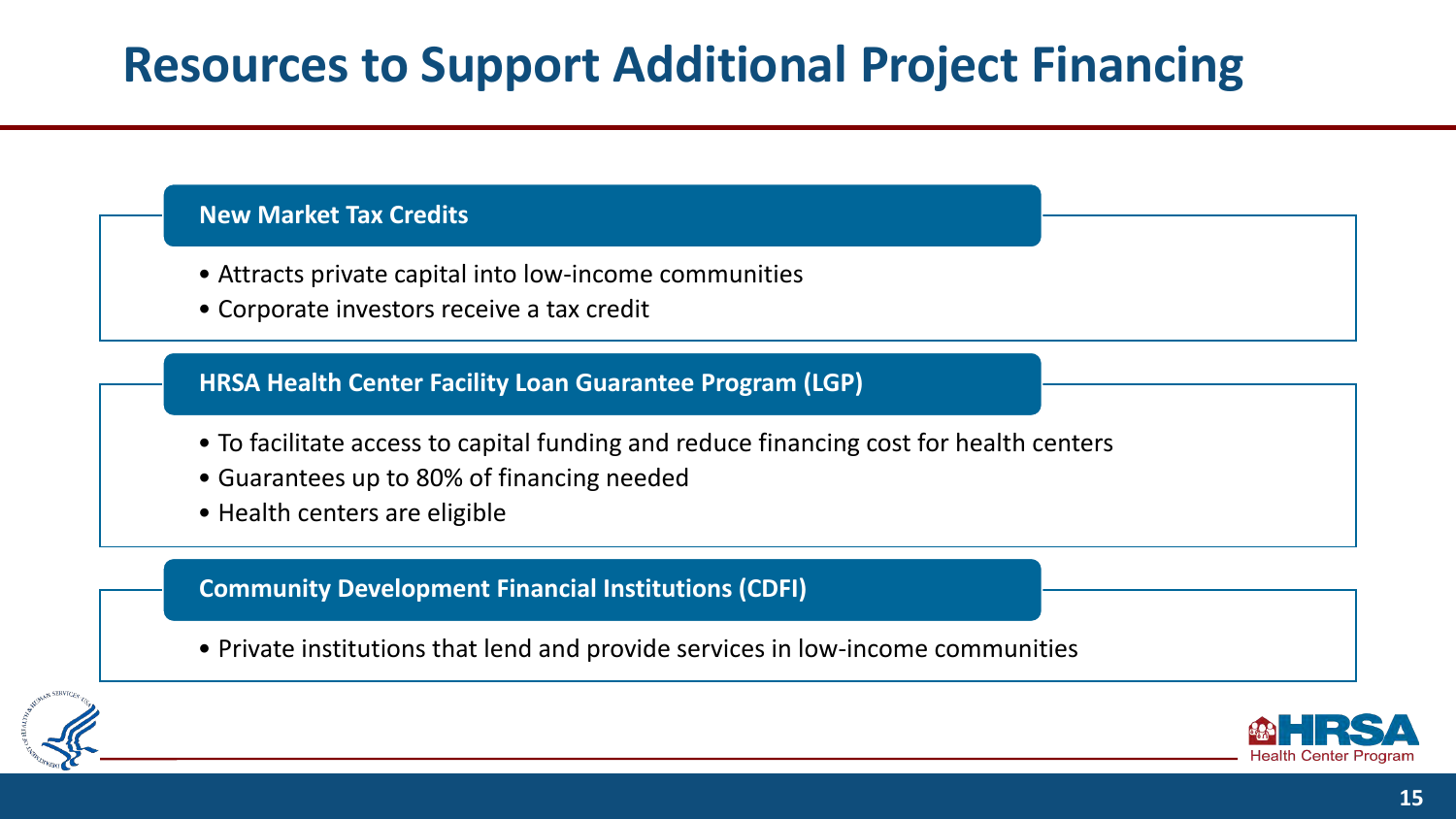# Resources to Support Additional Project Financing

## New Market Tax Credits

- Attracts private capital into low-income communities
- Corporate investors receive a tax credit

## HRSA Health Center Facility Loan Guarantee Program (LGP)

- To facilitate access to capital funding and reduce financing cost for health centers
- Guarantees up to 80% of financing needed
- Health centers are eligible

## Community Development Financial Institutions (CDFI)

- Private institutions that lend and provide services in low-income communities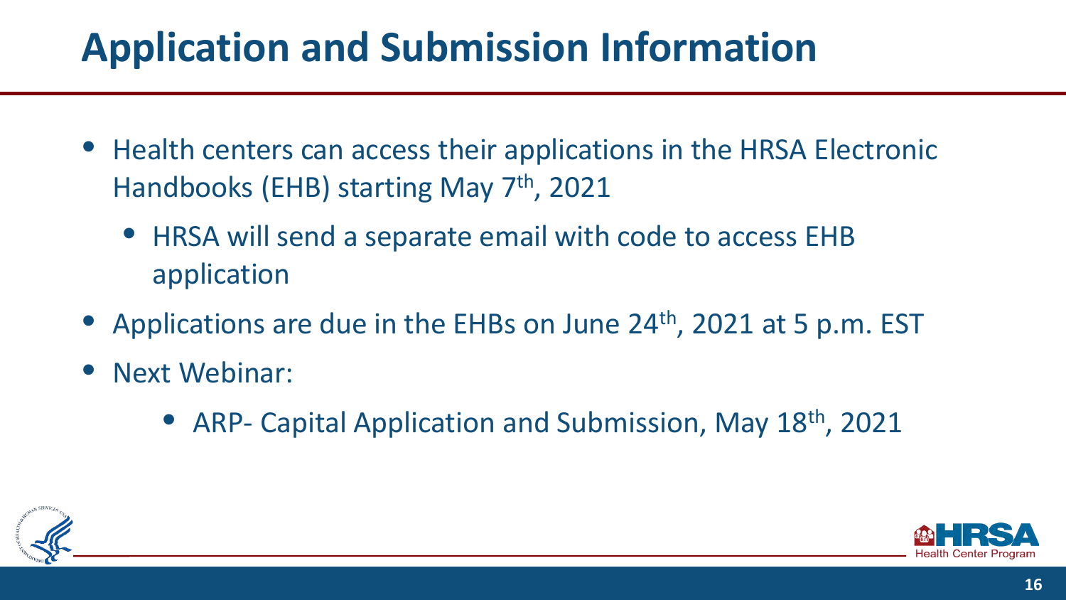# Application and Submission Information

- Health centers can access their applications in the HRSA Electronic Handbooks (EHB) starting May 7th, 2021
  - HRSA will send a separate email with code to access EHB application
- Applications are due in the EHBs on June 24th, 2021 at 5 p.m. EST
- Next Webinar:
  - ARP- Capital Application and Submission, May 18th, 2021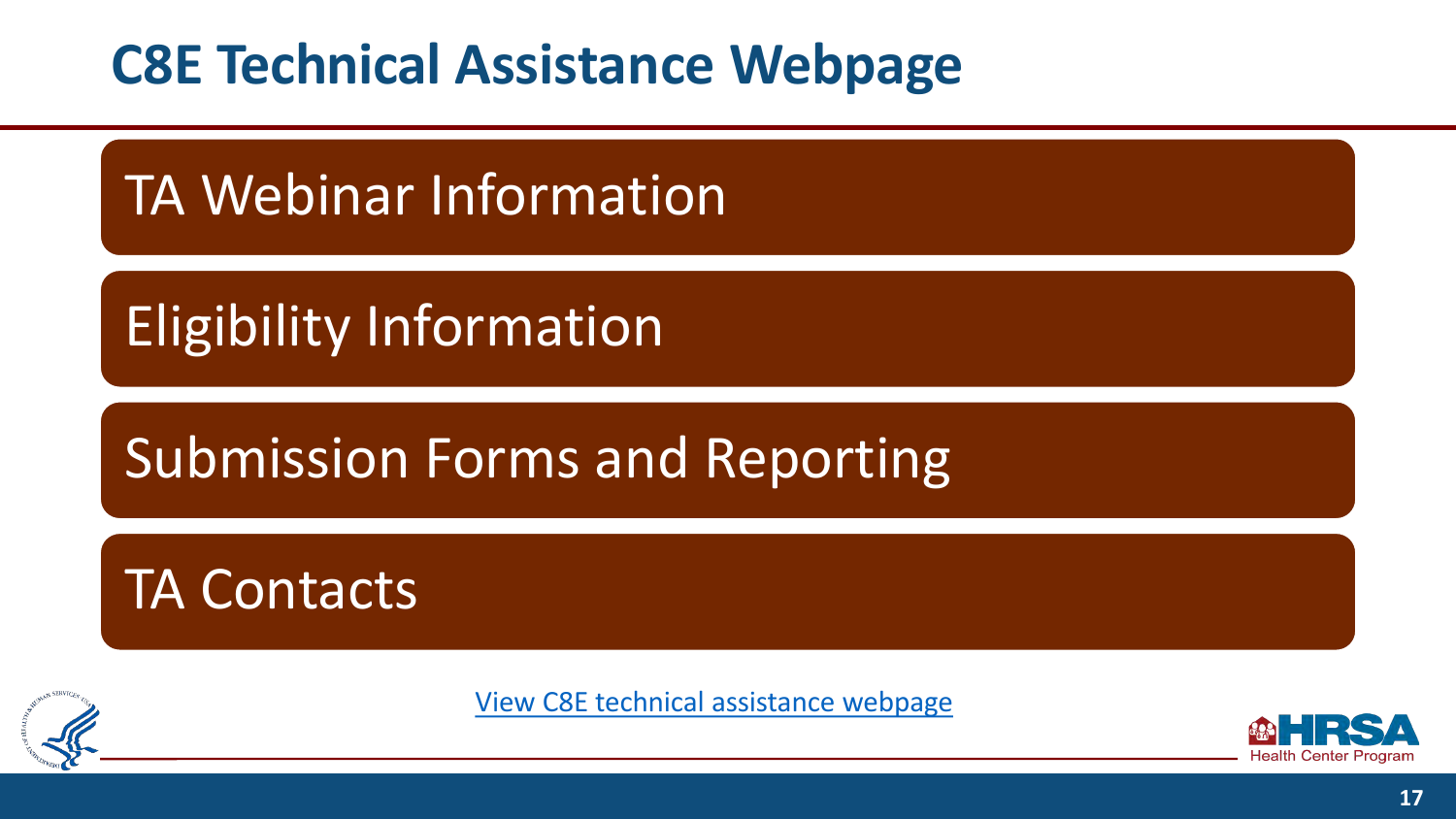# C8E Technical Assistance Webpage

- TA Webinar Information
- Eligibility Information
- Submission Forms and Reporting
- TA Contacts

View C8E technical assistance webpage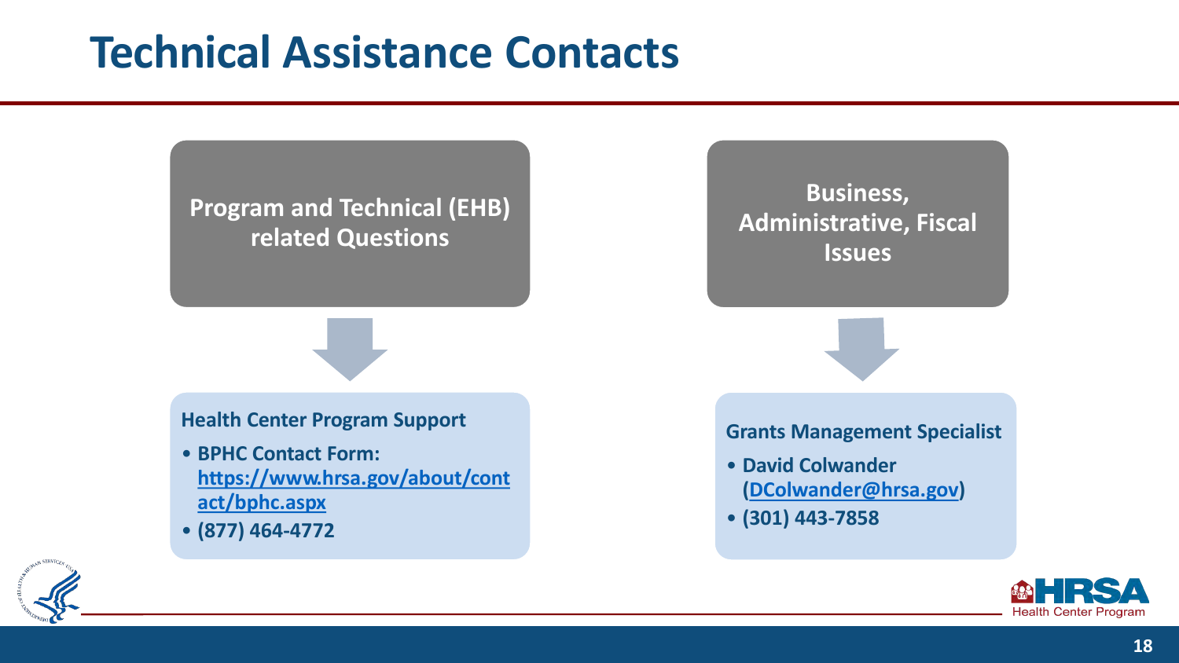# Technical Assistance Contacts

**Program and Technical (EHB) related Questions**

**Health Center Program Support**

- **BPHC Contact Form: https://www.hrsa.gov/about/contact/bphc.aspx**
- **(877) 464-4772**

**Business, Administrative, Fiscal Issues**

**Grants Management Specialist**

- **David Colwander (DColwander@hrsa.gov)**
- **(301) 443-7858**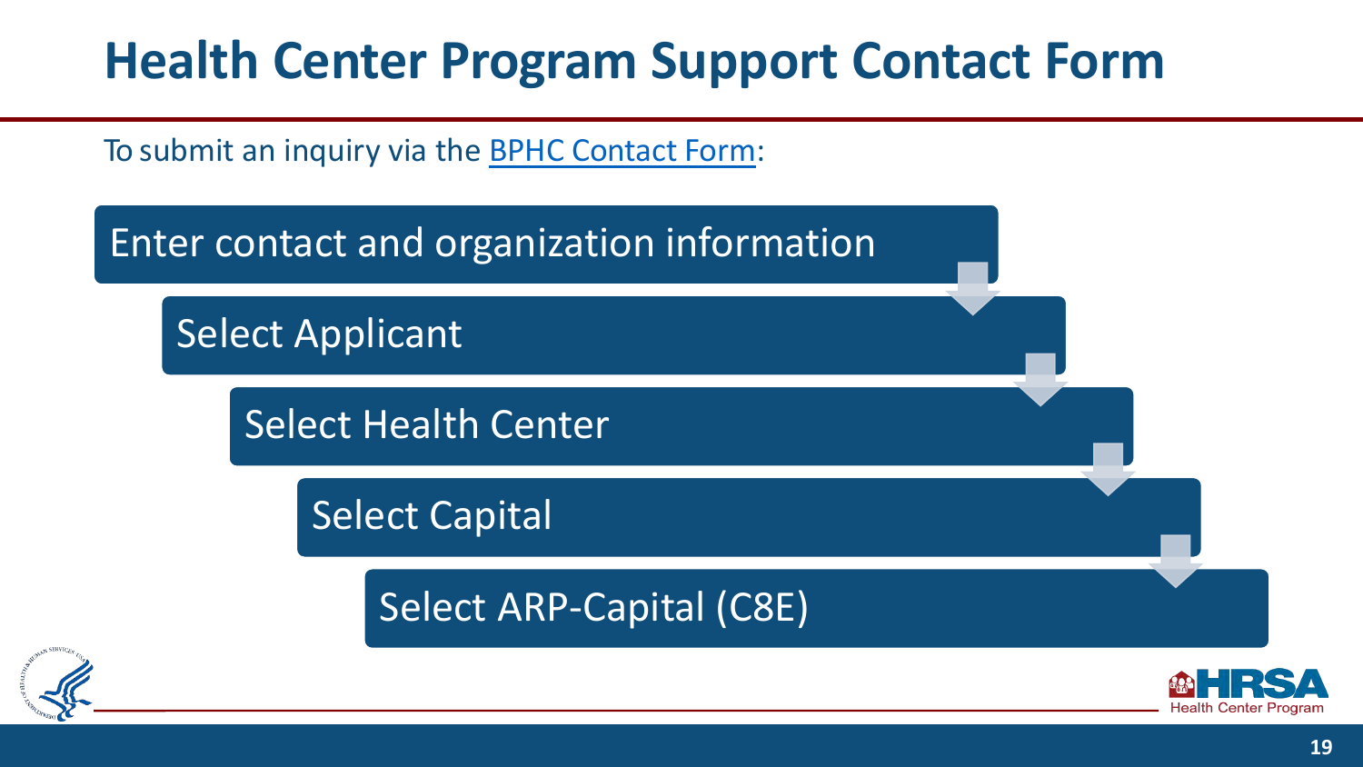# Health Center Program Support Contact Form

To submit an inquiry via the BPHC Contact Form:

1. Enter contact and organization information
2. Select Applicant
3. Select Health Center
4. Select Capital
5. Select ARP-Capital (C8E)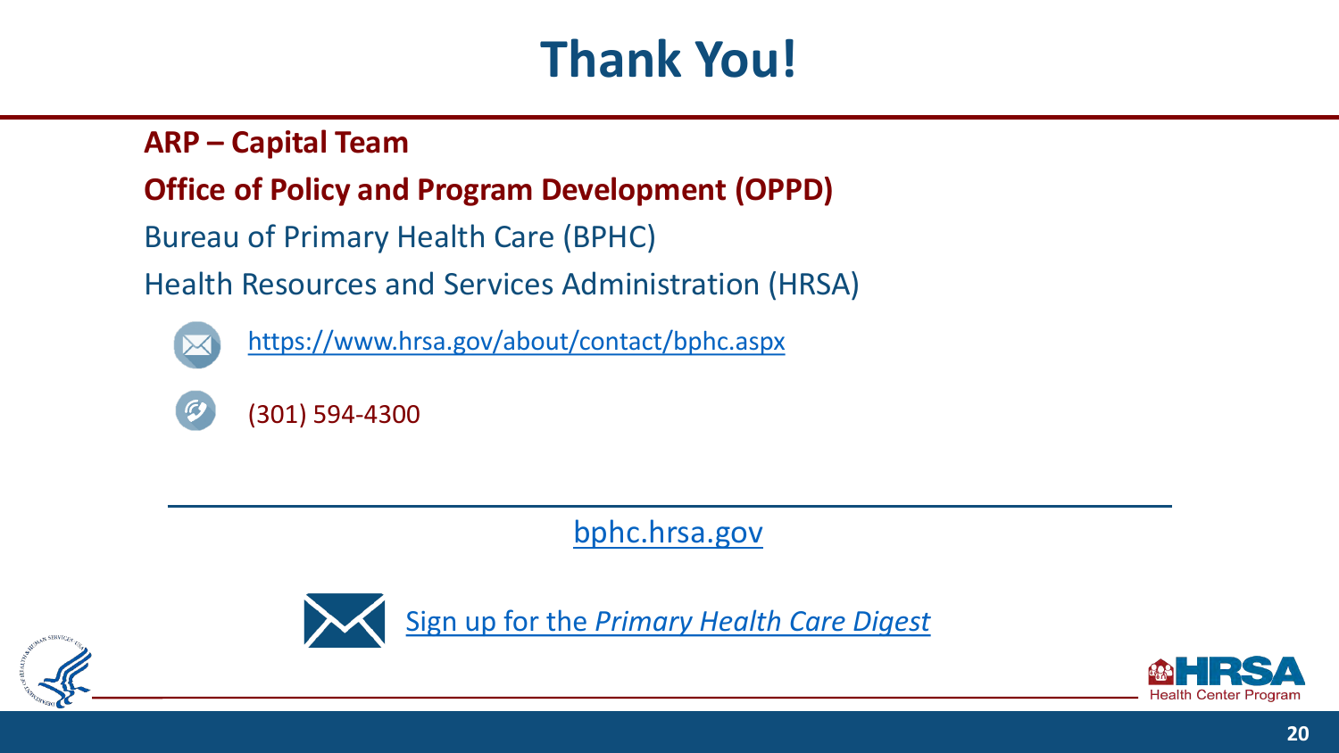# Thank You!

**ARP – Capital Team**

**Office of Policy and Program Development (OPPD)**

Bureau of Primary Health Care (BPHC)

Health Resources and Services Administration (HRSA)

https://www.hrsa.gov/about/contact/bphc.aspx

(301) 594-4300

bphc.hrsa.gov

Sign up for the *Primary Health Care Digest*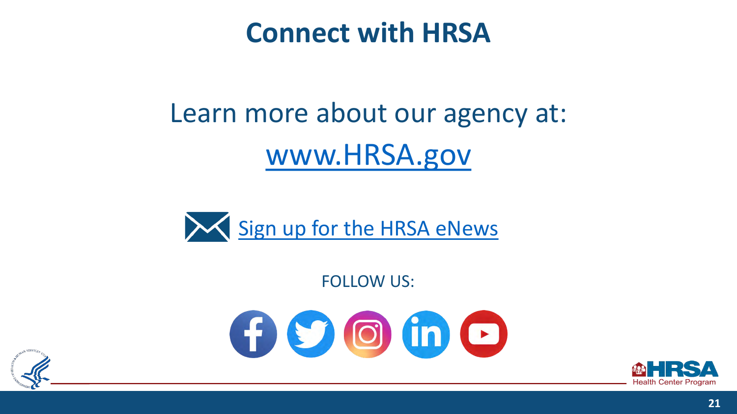# Connect with HRSA

Learn more about our agency at:

[www.HRSA.gov](www.HRSA.gov)

Sign up for the HRSA eNews

FOLLOW US: